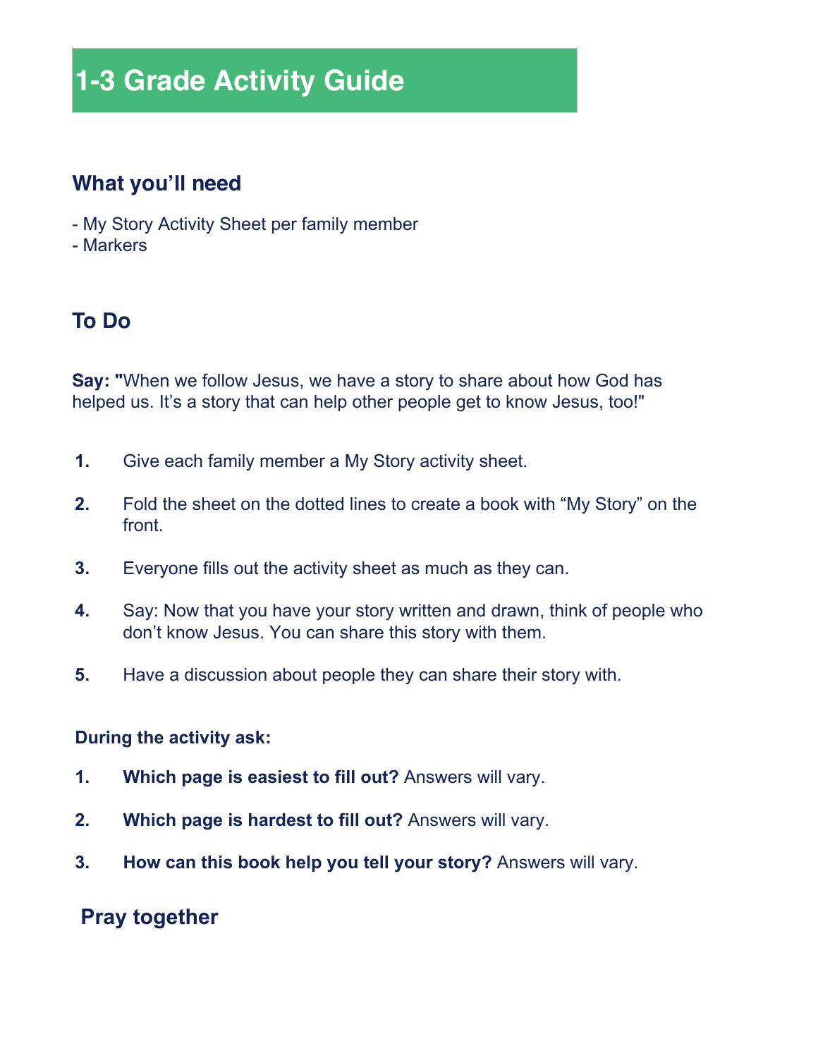# 1-3 Grade Activity Guide

## What you'll need

- My Story Activity Sheet per family member
- Markers

## To Do

**Say: "**When we follow Jesus, we have a story to share about how God has helped us. It's a story that can help other people get to know Jesus, too!"

1. Give each family member a My Story activity sheet.
2. Fold the sheet on the dotted lines to create a book with "My Story" on the front.
3. Everyone fills out the activity sheet as much as they can.
4. Say: Now that you have your story written and drawn, think of people who don't know Jesus. You can share this story with them.
5. Have a discussion about people they can share their story with.

**During the activity ask:**

1. **Which page is easiest to fill out?** Answers will vary.
2. **Which page is hardest to fill out?** Answers will vary.
3. **How can this book help you tell your story?** Answers will vary.

## Pray together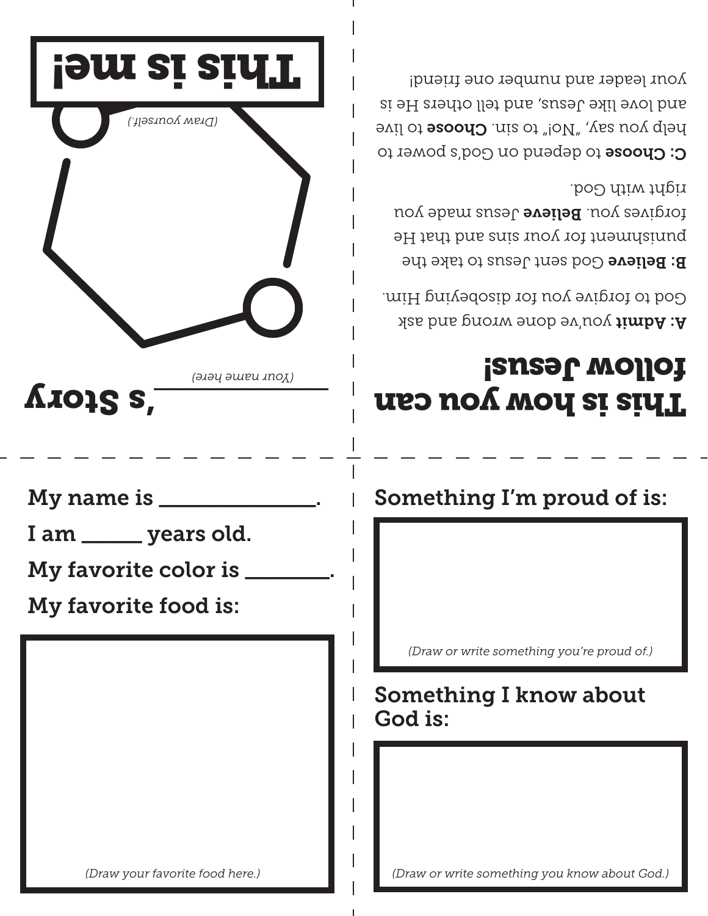# ____________'s Story

*(Your name here)*

## This is me!

*(Draw yourself.)*

## This is how you can follow Jesus!

**A: Admit** you've done wrong and ask God to forgive you for disobeying Him.

**B: Believe** God sent Jesus to take the punishment for your sins and that He forgives you. **Believe** Jesus made you right with God.

**C: Choose** to depend on God's power to help you say, "No!" to sin. **Choose** to live and love like Jesus, and tell others He is your leader and number one friend!

---

**My name is ______________.**

**I am _____ years old.**

**My favorite color is _______.**

**My favorite food is:**

*(Draw your favorite food here.)*

**Something I'm proud of is:**

*(Draw or write something you're proud of.)*

**Something I know about God is:**

*(Draw or write something you know about God.)*